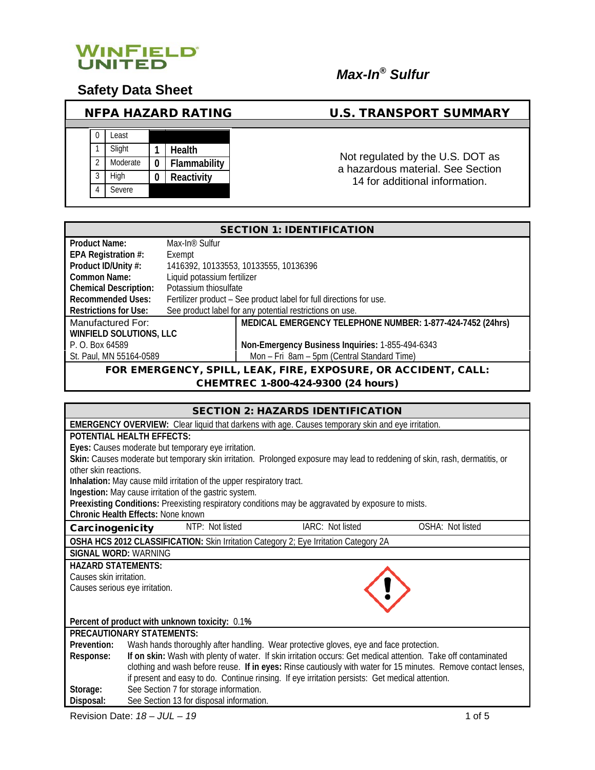WINFIELD UNITED

# *Max-In® Sulfur*

## Safety Data Sheet

| NFPA HAZARD RATING | | | | U.S. TRANSPORT SUMMARY |
|---|---|---|---|---|
| 0 | Least | | | Not regulated by the U.S. DOT as a hazardous material. See Section 14 for additional information. |
| 1 | Slight | 1 | **Health** | |
| 2 | Moderate | 0 | **Flammability** | |
| 3 | High | 0 | **Reactivity** | |
| 4 | Severe | | | |

## SECTION 1: IDENTIFICATION

| | |
|---|---|
| **Product Name:** | Max-In® Sulfur |
| **EPA Registration #:** | Exempt |
| **Product ID/Unity #:** | 1416392, 10133553, 10133555, 10136396 |
| **Common Name:** | Liquid potassium fertilizer |
| **Chemical Description:** | Potassium thiosulfate |
| **Recommended Uses:** | Fertilizer product – See product label for full directions for use. |
| **Restrictions for Use:** | See product label for any potential restrictions on use. |

| | |
|---|---|
| Manufactured For: | **MEDICAL EMERGENCY TELEPHONE NUMBER: 1-877-424-7452 (24hrs)** |
| **WINFIELD SOLUTIONS, LLC** | |
| P. O. Box 64589 | **Non-Emergency Business Inquiries:** 1-855-494-6343 |
| St. Paul, MN 55164-0589 | Mon – Fri 8am – 5pm (Central Standard Time) |

**FOR EMERGENCY, SPILL, LEAK, FIRE, EXPOSURE, OR ACCIDENT, CALL: CHEMTREC 1-800-424-9300 (24 hours)**

## SECTION 2: HAZARDS IDENTIFICATION

**EMERGENCY OVERVIEW:** Clear liquid that darkens with age. Causes temporary skin and eye irritation.

**POTENTIAL HEALTH EFFECTS:**

**Eyes:** Causes moderate but temporary eye irritation.

**Skin:** Causes moderate but temporary skin irritation. Prolonged exposure may lead to reddening of skin, rash, dermatitis, or other skin reactions.

**Inhalation:** May cause mild irritation of the upper respiratory tract.

**Ingestion:** May cause irritation of the gastric system.

**Preexisting Conditions:** Preexisting respiratory conditions may be aggravated by exposure to mists.

**Chronic Health Effects:** None known

| **Carcinogenicity** | NTP: Not listed | IARC: Not listed | OSHA: Not listed |
|---|---|---|---|

**OSHA HCS 2012 CLASSIFICATION:** Skin Irritation Category 2; Eye Irritation Category 2A

**SIGNAL WORD:** WARNING

**HAZARD STATEMENTS:**

Causes skin irritation.
Causes serious eye irritation.

**Percent of product with unknown toxicity:** 0.1%

**PRECAUTIONARY STATEMENTS:**

| | |
|---|---|
| **Prevention:** | Wash hands thoroughly after handling. Wear protective gloves, eye and face protection. |
| **Response:** | **If on skin:** Wash with plenty of water. If skin irritation occurs: Get medical attention. Take off contaminated clothing and wash before reuse. **If in eyes:** Rinse cautiously with water for 15 minutes. Remove contact lenses, if present and easy to do. Continue rinsing. If eye irritation persists: Get medical attention. |
| **Storage:** | See Section 7 for storage information. |
| **Disposal:** | See Section 13 for disposal information. |

Revision Date: *18 – JUL – 19*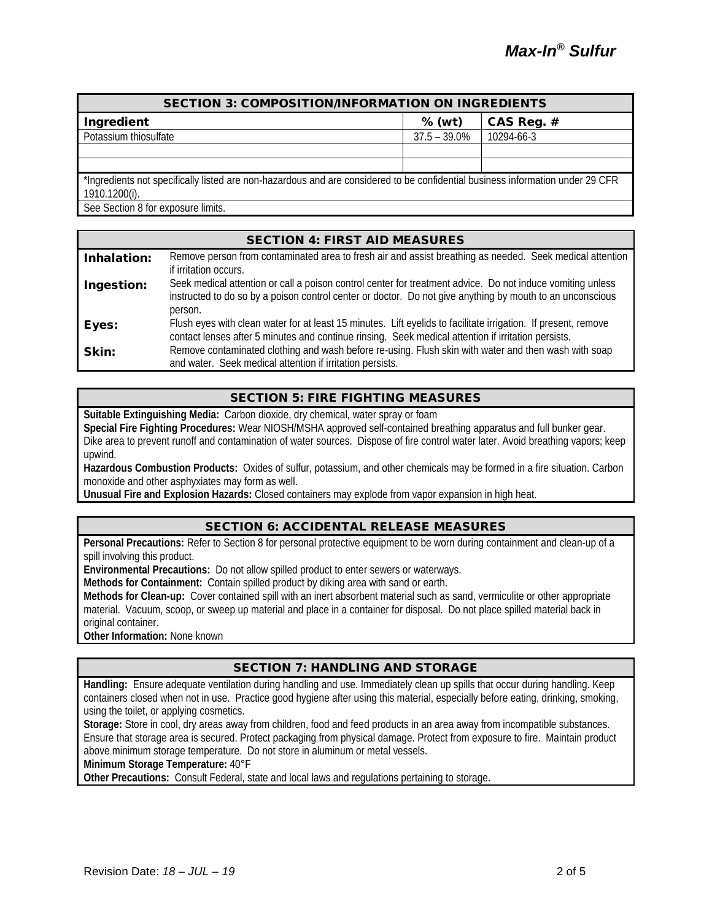## SECTION 3: COMPOSITION/INFORMATION ON INGREDIENTS

| Ingredient | % (wt) | CAS Reg. # |
| --- | --- | --- |
| Potassium thiosulfate | 37.5 – 39.0% | 10294-66-3 |
| | | |
| | | |

*Ingredients not specifically listed are non-hazardous and are considered to be confidential business information under 29 CFR 1910.1200(i).

See Section 8 for exposure limits.

## SECTION 4: FIRST AID MEASURES

**Inhalation:** Remove person from contaminated area to fresh air and assist breathing as needed. Seek medical attention if irritation occurs.

**Ingestion:** Seek medical attention or call a poison control center for treatment advice. Do not induce vomiting unless instructed to do so by a poison control center or doctor. Do not give anything by mouth to an unconscious person.

**Eyes:** Flush eyes with clean water for at least 15 minutes. Lift eyelids to facilitate irrigation. If present, remove contact lenses after 5 minutes and continue rinsing. Seek medical attention if irritation persists.

**Skin:** Remove contaminated clothing and wash before re-using. Flush skin with water and then wash with soap and water. Seek medical attention if irritation persists.

## SECTION 5: FIRE FIGHTING MEASURES

**Suitable Extinguishing Media:** Carbon dioxide, dry chemical, water spray or foam

**Special Fire Fighting Procedures:** Wear NIOSH/MSHA approved self-contained breathing apparatus and full bunker gear. Dike area to prevent runoff and contamination of water sources. Dispose of fire control water later. Avoid breathing vapors; keep upwind.

**Hazardous Combustion Products:** Oxides of sulfur, potassium, and other chemicals may be formed in a fire situation. Carbon monoxide and other asphyxiates may form as well.

**Unusual Fire and Explosion Hazards:** Closed containers may explode from vapor expansion in high heat.

## SECTION 6: ACCIDENTAL RELEASE MEASURES

**Personal Precautions:** Refer to Section 8 for personal protective equipment to be worn during containment and clean-up of a spill involving this product.

**Environmental Precautions:** Do not allow spilled product to enter sewers or waterways.

**Methods for Containment:** Contain spilled product by diking area with sand or earth.

**Methods for Clean-up:** Cover contained spill with an inert absorbent material such as sand, vermiculite or other appropriate material. Vacuum, scoop, or sweep up material and place in a container for disposal. Do not place spilled material back in original container.

**Other Information:** None known

## SECTION 7: HANDLING AND STORAGE

**Handling:** Ensure adequate ventilation during handling and use. Immediately clean up spills that occur during handling. Keep containers closed when not in use. Practice good hygiene after using this material, especially before eating, drinking, smoking, using the toilet, or applying cosmetics.

**Storage:** Store in cool, dry areas away from children, food and feed products in an area away from incompatible substances. Ensure that storage area is secured. Protect packaging from physical damage. Protect from exposure to fire. Maintain product above minimum storage temperature. Do not store in aluminum or metal vessels.

**Minimum Storage Temperature:** 40°F

**Other Precautions:** Consult Federal, state and local laws and regulations pertaining to storage.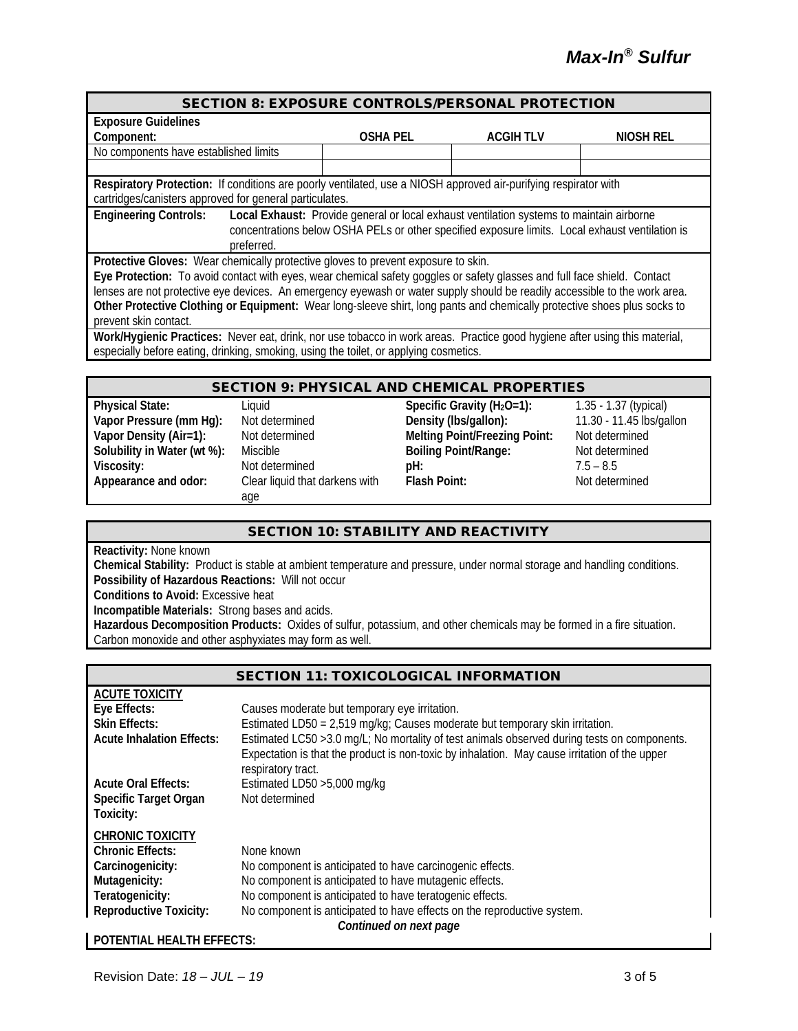## SECTION 8: EXPOSURE CONTROLS/PERSONAL PROTECTION

**Exposure Guidelines**

| Component: | OSHA PEL | ACGIH TLV | NIOSH REL |
|---|---|---|---|
| No components have established limits | | | |
| | | | |

**Respiratory Protection:** If conditions are poorly ventilated, use a NIOSH approved air-purifying respirator with cartridges/canisters approved for general particulates.

**Engineering Controls:** **Local Exhaust:** Provide general or local exhaust ventilation systems to maintain airborne concentrations below OSHA PELs or other specified exposure limits. Local exhaust ventilation is preferred.

**Protective Gloves:** Wear chemically protective gloves to prevent exposure to skin.

**Eye Protection:** To avoid contact with eyes, wear chemical safety goggles or safety glasses and full face shield. Contact lenses are not protective eye devices. An emergency eyewash or water supply should be readily accessible to the work area.

**Other Protective Clothing or Equipment:** Wear long-sleeve shirt, long pants and chemically protective shoes plus socks to prevent skin contact.

**Work/Hygienic Practices:** Never eat, drink, nor use tobacco in work areas. Practice good hygiene after using this material, especially before eating, drinking, smoking, using the toilet, or applying cosmetics.

## SECTION 9: PHYSICAL AND CHEMICAL PROPERTIES

| | | | |
|---|---|---|---|
| **Physical State:** | Liquid | **Specific Gravity ($H_2O$=1):** | 1.35 - 1.37 (typical) |
| **Vapor Pressure (mm Hg):** | Not determined | **Density (lbs/gallon):** | 11.30 - 11.45 lbs/gallon |
| **Vapor Density (Air=1):** | Not determined | **Melting Point/Freezing Point:** | Not determined |
| **Solubility in Water (wt %):** | Miscible | **Boiling Point/Range:** | Not determined |
| **Viscosity:** | Not determined | **pH:** | 7.5 – 8.5 |
| **Appearance and odor:** | Clear liquid that darkens with age | **Flash Point:** | Not determined |

## SECTION 10: STABILITY AND REACTIVITY

**Reactivity:** None known

**Chemical Stability:** Product is stable at ambient temperature and pressure, under normal storage and handling conditions.

**Possibility of Hazardous Reactions:** Will not occur

**Conditions to Avoid:** Excessive heat

**Incompatible Materials:** Strong bases and acids.

**Hazardous Decomposition Products:** Oxides of sulfur, potassium, and other chemicals may be formed in a fire situation. Carbon monoxide and other asphyxiates may form as well.

## SECTION 11: TOXICOLOGICAL INFORMATION

**ACUTE TOXICITY**

**Eye Effects:** Causes moderate but temporary eye irritation.

**Skin Effects:** Estimated LD50 = 2,519 mg/kg; Causes moderate but temporary skin irritation.

**Acute Inhalation Effects:** Estimated LC50 >3.0 mg/L; No mortality of test animals observed during tests on components. Expectation is that the product is non-toxic by inhalation. May cause irritation of the upper respiratory tract.

**Acute Oral Effects:** Estimated LD50 >5,000 mg/kg

**Specific Target Organ Toxicity:** Not determined

**CHRONIC TOXICITY**

**Chronic Effects:** None known

**Carcinogenicity:** No component is anticipated to have carcinogenic effects.

**Mutagenicity:** No component is anticipated to have mutagenic effects.

**Teratogenicity:** No component is anticipated to have teratogenic effects.

**Reproductive Toxicity:** No component is anticipated to have effects on the reproductive system.

*Continued on next page*

**POTENTIAL HEALTH EFFECTS:**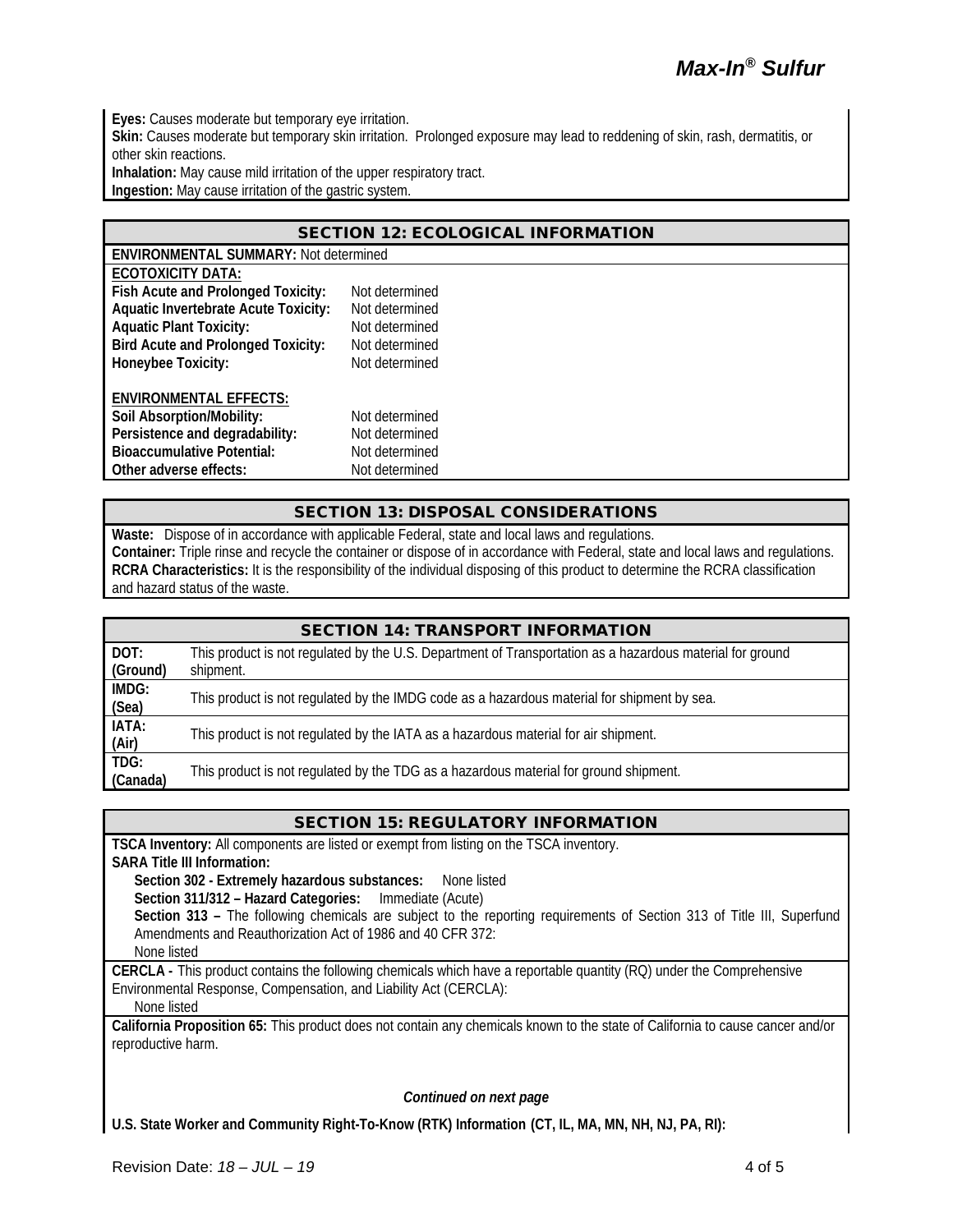**Eyes:** Causes moderate but temporary eye irritation.
**Skin:** Causes moderate but temporary skin irritation. Prolonged exposure may lead to reddening of skin, rash, dermatitis, or other skin reactions.
**Inhalation:** May cause mild irritation of the upper respiratory tract.
**Ingestion:** May cause irritation of the gastric system.

## SECTION 12: ECOLOGICAL INFORMATION

**ENVIRONMENTAL SUMMARY:** Not determined

**ECOTOXICITY DATA:**

| | |
|---|---|
| **Fish Acute and Prolonged Toxicity:** | Not determined |
| **Aquatic Invertebrate Acute Toxicity:** | Not determined |
| **Aquatic Plant Toxicity:** | Not determined |
| **Bird Acute and Prolonged Toxicity:** | Not determined |
| **Honeybee Toxicity:** | Not determined |

**ENVIRONMENTAL EFFECTS:**

| | |
|---|---|
| **Soil Absorption/Mobility:** | Not determined |
| **Persistence and degradability:** | Not determined |
| **Bioaccumulative Potential:** | Not determined |
| **Other adverse effects:** | Not determined |

## SECTION 13: DISPOSAL CONSIDERATIONS

**Waste:** Dispose of in accordance with applicable Federal, state and local laws and regulations.
**Container:** Triple rinse and recycle the container or dispose of in accordance with Federal, state and local laws and regulations.
**RCRA Characteristics:** It is the responsibility of the individual disposing of this product to determine the RCRA classification and hazard status of the waste.

## SECTION 14: TRANSPORT INFORMATION

| | |
|---|---|
| **DOT: (Ground)** | This product is not regulated by the U.S. Department of Transportation as a hazardous material for ground shipment. |
| **IMDG: (Sea)** | This product is not regulated by the IMDG code as a hazardous material for shipment by sea. |
| **IATA: (Air)** | This product is not regulated by the IATA as a hazardous material for air shipment. |
| **TDG: (Canada)** | This product is not regulated by the TDG as a hazardous material for ground shipment. |

## SECTION 15: REGULATORY INFORMATION

**TSCA Inventory:** All components are listed or exempt from listing on the TSCA inventory.
**SARA Title III Information:**

**Section 302 - Extremely hazardous substances:** None listed
**Section 311/312 – Hazard Categories:** Immediate (Acute)
**Section 313 –** The following chemicals are subject to the reporting requirements of Section 313 of Title III, Superfund Amendments and Reauthorization Act of 1986 and 40 CFR 372:
None listed

**CERCLA -** This product contains the following chemicals which have a reportable quantity (RQ) under the Comprehensive Environmental Response, Compensation, and Liability Act (CERCLA):
None listed

**California Proposition 65:** This product does not contain any chemicals known to the state of California to cause cancer and/or reproductive harm.

***Continued on next page***

**U.S. State Worker and Community Right-To-Know (RTK) Information (CT, IL, MA, MN, NH, NJ, PA, RI):**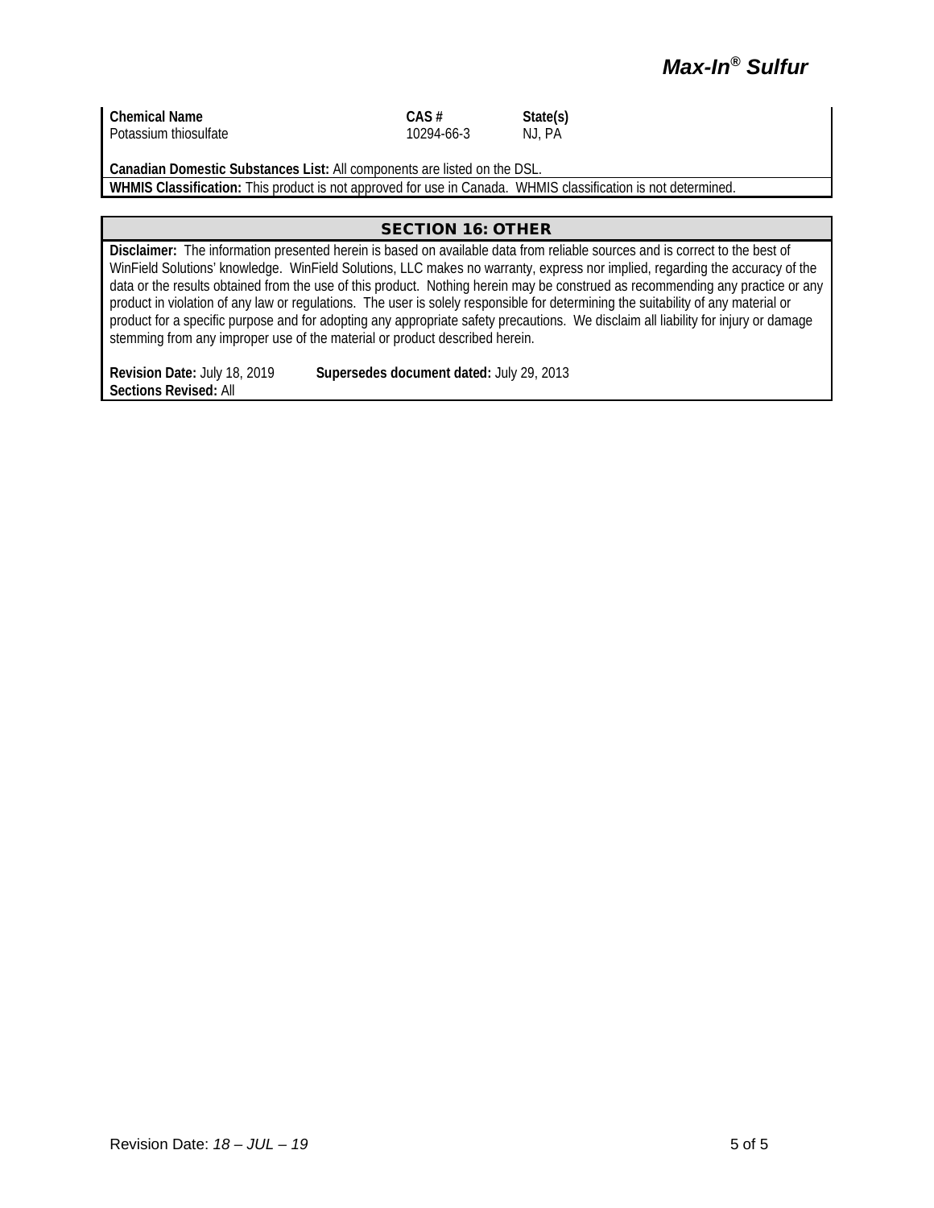| Chemical Name | CAS # | State(s) |
|---|---|---|
| Potassium thiosulfate | 10294-66-3 | NJ, PA |

**Canadian Domestic Substances List:** All components are listed on the DSL.

**WHMIS Classification:** This product is not approved for use in Canada. WHMIS classification is not determined.

## SECTION 16: OTHER

**Disclaimer:** The information presented herein is based on available data from reliable sources and is correct to the best of WinField Solutions' knowledge. WinField Solutions, LLC makes no warranty, express nor implied, regarding the accuracy of the data or the results obtained from the use of this product. Nothing herein may be construed as recommending any practice or any product in violation of any law or regulations. The user is solely responsible for determining the suitability of any material or product for a specific purpose and for adopting any appropriate safety precautions. We disclaim all liability for injury or damage stemming from any improper use of the material or product described herein.

**Revision Date:** July 18, 2019 **Supersedes document dated:** July 29, 2013
**Sections Revised:** All